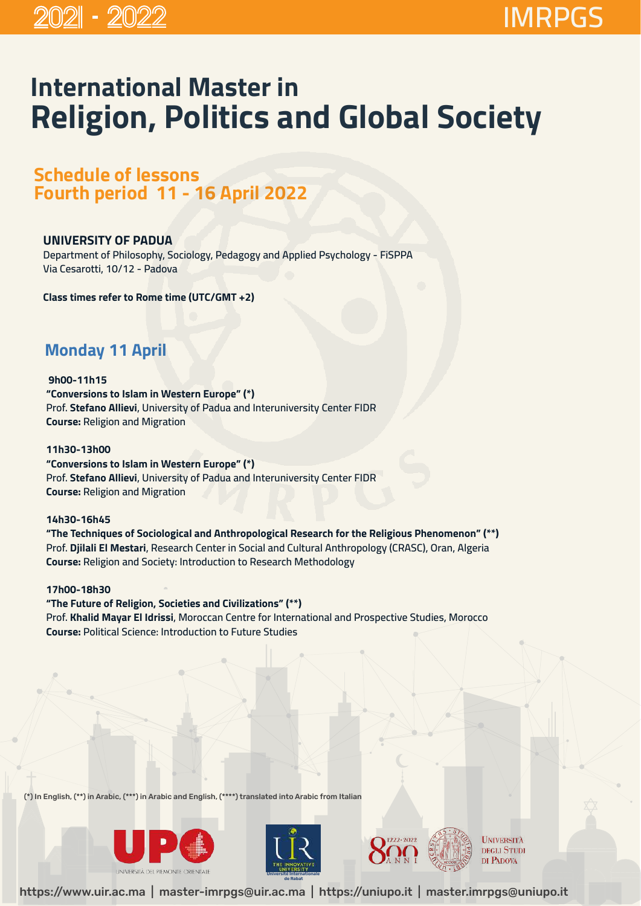2021 - 2022

IMRPGS

# International Master in Religion, Politics and Global Society

## Schedule of lessons
## Fourth period 11 - 16 April 2022

**UNIVERSITY OF PADUA**
Department of Philosophy, Sociology, Pedagogy and Applied Psychology - FiSPPA
Via Cesarotti, 10/12 - Padova

**Class times refer to Rome time (UTC/GMT +2)**

## Monday 11 April

**9h00-11h15**
**"Conversions to Islam in Western Europe" (*)**
Prof. **Stefano Allievi**, University of Padua and Interuniversity Center FIDR
**Course:** Religion and Migration

**11h30-13h00**
**"Conversions to Islam in Western Europe" (*)**
Prof. **Stefano Allievi**, University of Padua and Interuniversity Center FIDR
**Course:** Religion and Migration

**14h30-16h45**
**"The Techniques of Sociological and Anthropological Research for the Religious Phenomenon" (**)**
Prof. **Djilali El Mestari**, Research Center in Social and Cultural Anthropology (CRASC), Oran, Algeria
**Course:** Religion and Society: Introduction to Research Methodology

**17h00-18h30**
**"The Future of Religion, Societies and Civilizations" (**)**
Prof. **Khalid Mayar El Idrissi**, Moroccan Centre for International and Prospective Studies, Morocco
**Course:** Political Science: Introduction to Future Studies

(*) In English, (**) in Arabic, (***) in Arabic and English, (****) translated into Arabic from Italian

https://www.uir.ac.ma | master-imrpgs@uir.ac.ma | https://uniupo.it | master.imrpgs@uniupo.it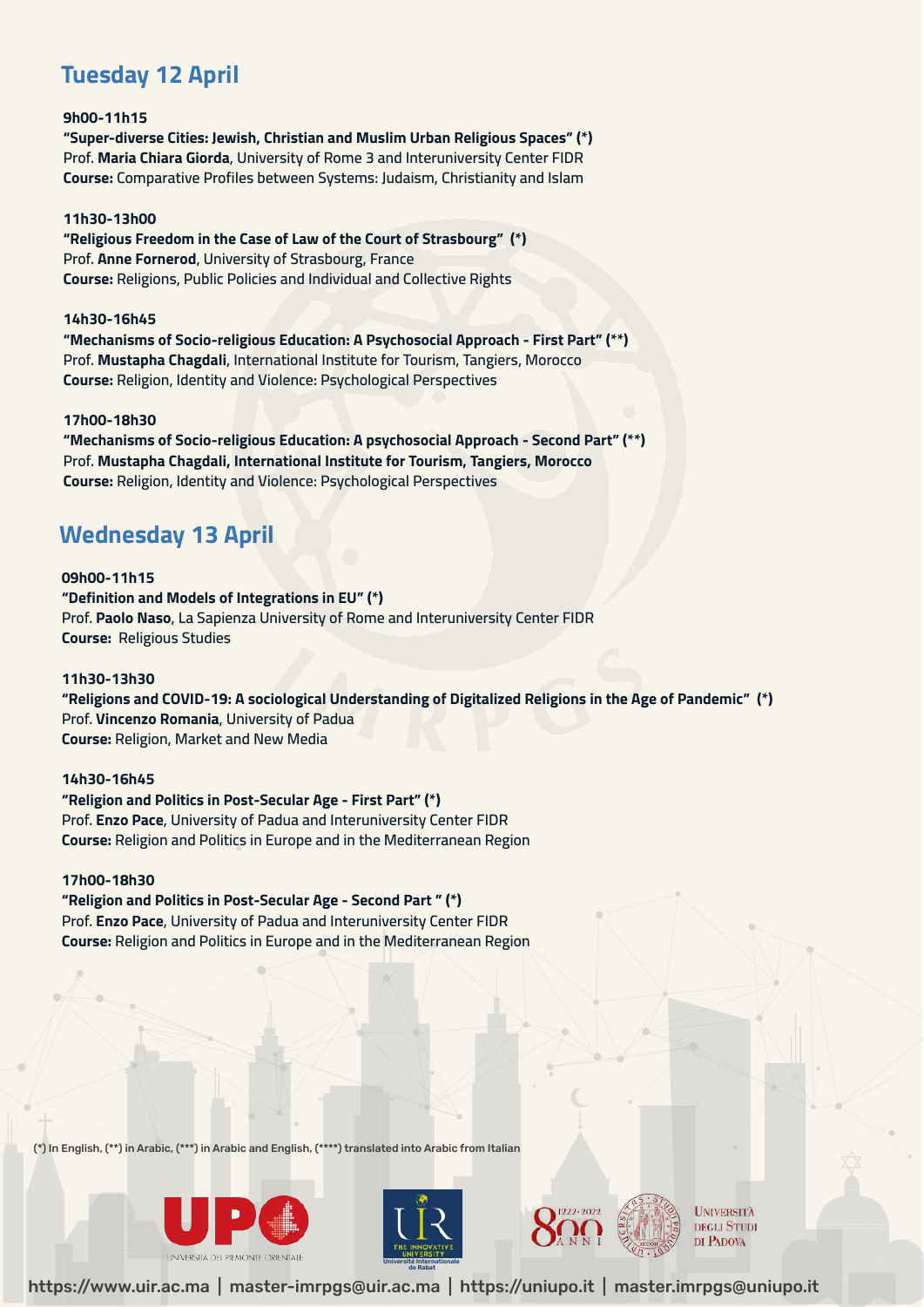## Tuesday 12 April

**9h00-11h15**
**"Super-diverse Cities: Jewish, Christian and Muslim Urban Religious Spaces" (*)**
Prof. **Maria Chiara Giorda**, University of Rome 3 and Interuniversity Center FIDR
**Course:** Comparative Profiles between Systems: Judaism, Christianity and Islam

**11h30-13h00**
**"Religious Freedom in the Case of Law of the Court of Strasbourg" (*)**
Prof. **Anne Fornerod**, University of Strasbourg, France
**Course:** Religions, Public Policies and Individual and Collective Rights

**14h30-16h45**
**"Mechanisms of Socio-religious Education: A Psychosocial Approach - First Part" (**)**
Prof. **Mustapha Chagdali**, International Institute for Tourism, Tangiers, Morocco
**Course:** Religion, Identity and Violence: Psychological Perspectives

**17h00-18h30**
**"Mechanisms of Socio-religious Education: A psychosocial Approach - Second Part" (**)**
Prof. **Mustapha Chagdali, International Institute for Tourism, Tangiers, Morocco**
**Course:** Religion, Identity and Violence: Psychological Perspectives

## Wednesday 13 April

**09h00-11h15**
**"Definition and Models of Integrations in EU" (*)**
Prof. **Paolo Naso**, La Sapienza University of Rome and Interuniversity Center FIDR
**Course:** Religious Studies

**11h30-13h30**
**"Religions and COVID-19: A sociological Understanding of Digitalized Religions in the Age of Pandemic" (*)**
Prof. **Vincenzo Romania**, University of Padua
**Course:** Religion, Market and New Media

**14h30-16h45**
**"Religion and Politics in Post-Secular Age - First Part" (*)**
Prof. **Enzo Pace**, University of Padua and Interuniversity Center FIDR
**Course:** Religion and Politics in Europe and in the Mediterranean Region

**17h00-18h30**
**"Religion and Politics in Post-Secular Age - Second Part " (*)**
Prof. **Enzo Pace**, University of Padua and Interuniversity Center FIDR
**Course:** Religion and Politics in Europe and in the Mediterranean Region

(*) In English, (**) in Arabic, (***) in Arabic and English, (****) translated into Arabic from Italian

https://www.uir.ac.ma | master-imrpgs@uir.ac.ma | https://uniupo.it | master.imrpgs@uniupo.it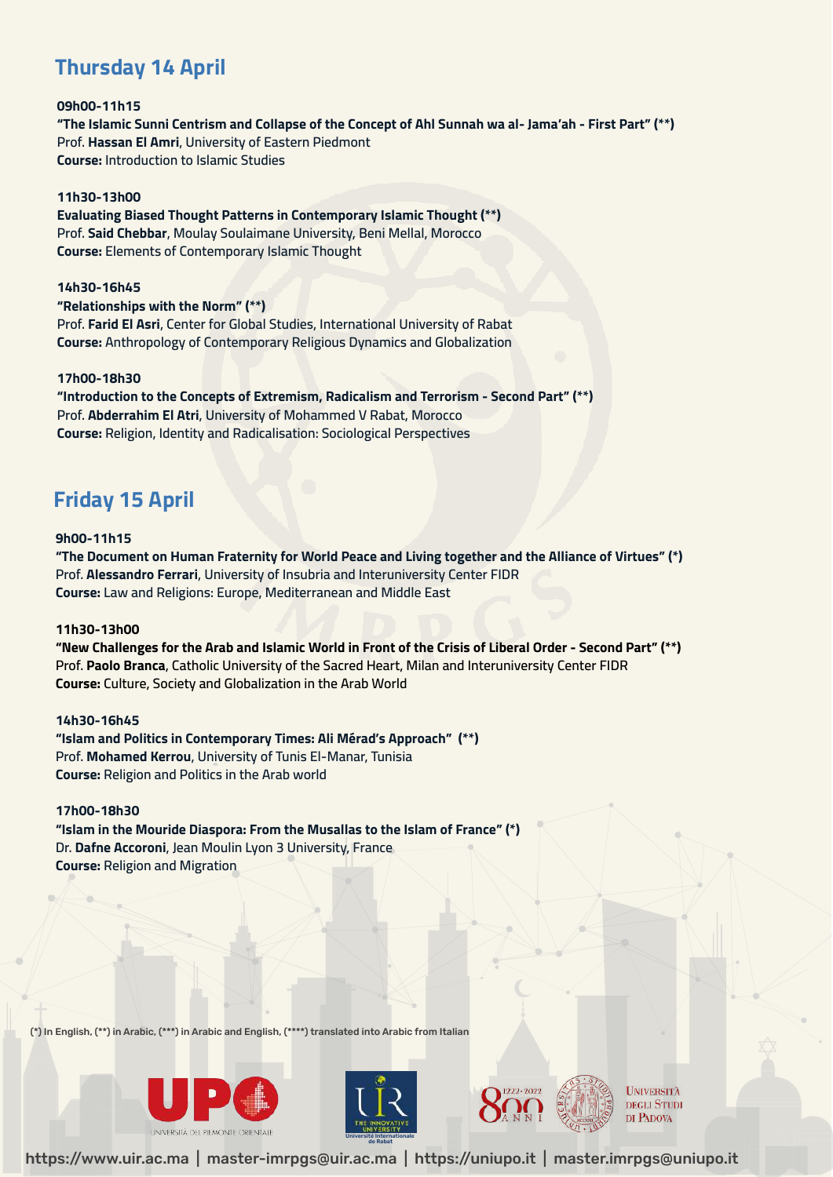## Thursday 14 April

**09h00-11h15**
**"The Islamic Sunni Centrism and Collapse of the Concept of Ahl Sunnah wa al- Jama'ah - First Part" (**)**
Prof. **Hassan El Amri**, University of Eastern Piedmont
**Course:** Introduction to Islamic Studies

**11h30-13h00**
**Evaluating Biased Thought Patterns in Contemporary Islamic Thought (**)**
Prof. **Said Chebbar**, Moulay Soulaimane University, Beni Mellal, Morocco
**Course:** Elements of Contemporary Islamic Thought

**14h30-16h45**
**"Relationships with the Norm" (**)**
Prof. **Farid El Asri**, Center for Global Studies, International University of Rabat
**Course:** Anthropology of Contemporary Religious Dynamics and Globalization

**17h00-18h30**
**"Introduction to the Concepts of Extremism, Radicalism and Terrorism - Second Part" (**)**
Prof. **Abderrahim El Atri**, University of Mohammed V Rabat, Morocco
**Course:** Religion, Identity and Radicalisation: Sociological Perspectives

## Friday 15 April

**9h00-11h15**
**"The Document on Human Fraternity for World Peace and Living together and the Alliance of Virtues" (*)**
Prof. **Alessandro Ferrari**, University of Insubria and Interuniversity Center FIDR
**Course:** Law and Religions: Europe, Mediterranean and Middle East

**11h30-13h00**
**"New Challenges for the Arab and Islamic World in Front of the Crisis of Liberal Order - Second Part" (**)**
Prof. **Paolo Branca**, Catholic University of the Sacred Heart, Milan and Interuniversity Center FIDR
**Course:** Culture, Society and Globalization in the Arab World

**14h30-16h45**
**"Islam and Politics in Contemporary Times: Ali Mérad's Approach" (**)**
Prof. **Mohamed Kerrou**, University of Tunis El-Manar, Tunisia
**Course:** Religion and Politics in the Arab world

**17h00-18h30**
**"Islam in the Mouride Diaspora: From the Musallas to the Islam of France" (*)**
Dr. **Dafne Accoroni**, Jean Moulin Lyon 3 University, France
**Course:** Religion and Migration

(*) In English, (**) in Arabic, (***) in Arabic and English, (****) translated into Arabic from Italian

UPO UNIVERSITÀ DEL PIEMONTE ORIENTALE | UIR THE INNOVATIVE UNIVERSITY Université Internationale de Rabat | 800 ANNI 1222-2022 UNIVERSITÀ DEGLI STUDI DI PADOVA

https://www.uir.ac.ma | master-imrpgs@uir.ac.ma | https://uniupo.it | master.imrpgs@uniupo.it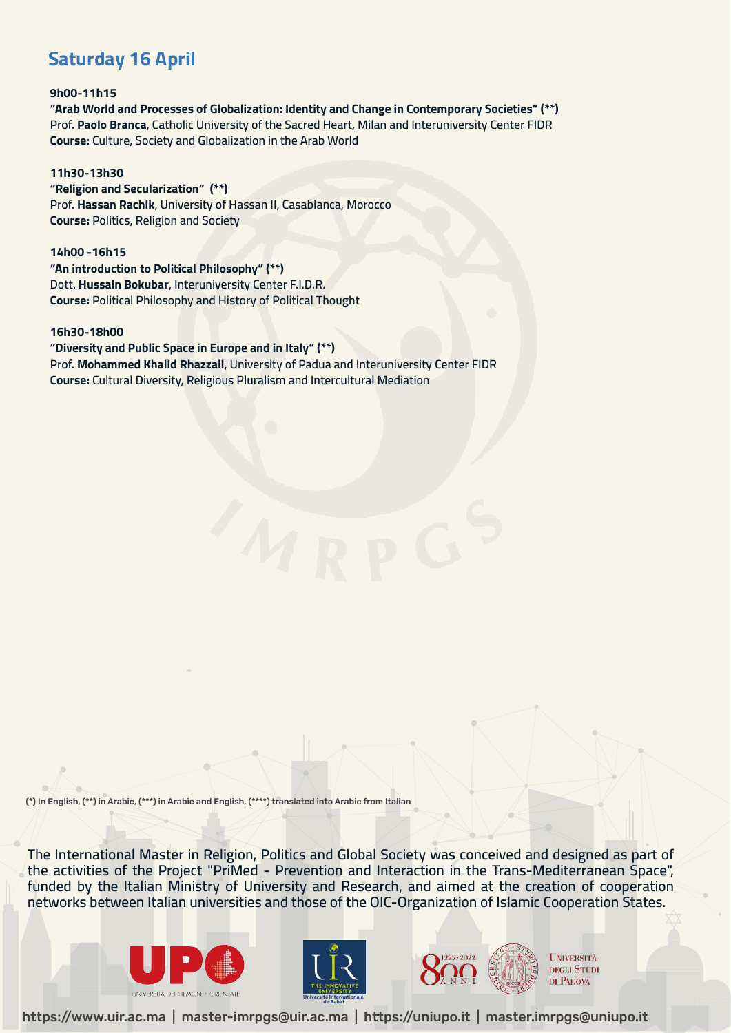## Saturday 16 April

**9h00-11h15**
**"Arab World and Processes of Globalization: Identity and Change in Contemporary Societies" (**)**
Prof. **Paolo Branca**, Catholic University of the Sacred Heart, Milan and Interuniversity Center FIDR
**Course:** Culture, Society and Globalization in the Arab World

**11h30-13h30**
**"Religion and Secularization" (**)**
Prof. **Hassan Rachik**, University of Hassan II, Casablanca, Morocco
**Course:** Politics, Religion and Society

**14h00 -16h15**
**"An introduction to Political Philosophy" (**)**
Dott. **Hussain Bokubar**, Interuniversity Center F.I.D.R.
**Course:** Political Philosophy and History of Political Thought

**16h30-18h00**
**"Diversity and Public Space in Europe and in Italy" (**)**
Prof. **Mohammed Khalid Rhazzali**, University of Padua and Interuniversity Center FIDR
**Course:** Cultural Diversity, Religious Pluralism and Intercultural Mediation

(*) In English, (**) in Arabic, (***) in Arabic and English, (****) translated into Arabic from Italian

The International Master in Religion, Politics and Global Society was conceived and designed as part of the activities of the Project "PriMed - Prevention and Interaction in the Trans-Mediterranean Space", funded by the Italian Ministry of University and Research, and aimed at the creation of cooperation networks between Italian universities and those of the OIC-Organization of Islamic Cooperation States.

UPO Università del Piemonte Orientale | UIR Université Internationale de Rabat | Università degli Studi di Padova 1222-2022 800 anni

https://www.uir.ac.ma | master-imrpgs@uir.ac.ma | https://uniupo.it | master.imrpgs@uniupo.it